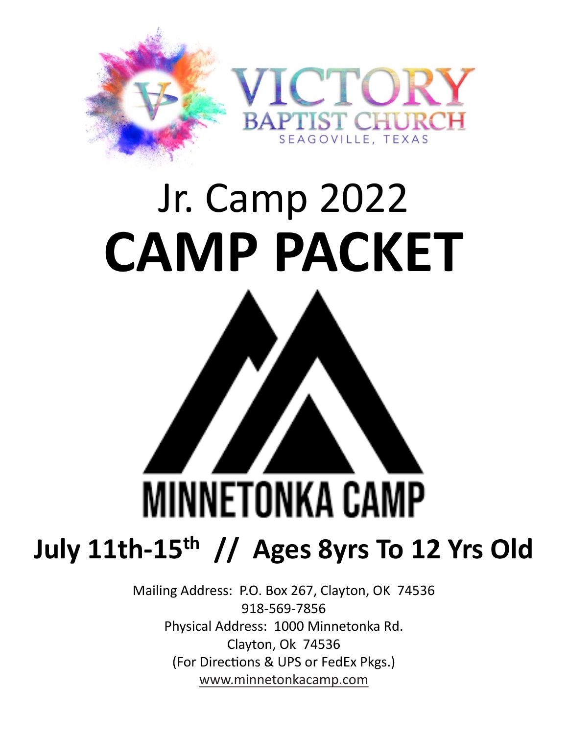VICTORY BAPTIST CHURCH

SEAGOVILLE, TEXAS

# Jr. Camp 2022

# CAMP PACKET

MINNETONKA CAMP

## July 11th-15th // Ages 8yrs To 12 Yrs Old

Mailing Address: P.O. Box 267, Clayton, OK 74536
918-569-7856
Physical Address: 1000 Minnetonka Rd.
Clayton, Ok 74536
(For Directions & UPS or FedEx Pkgs.)
www.minnetonkacamp.com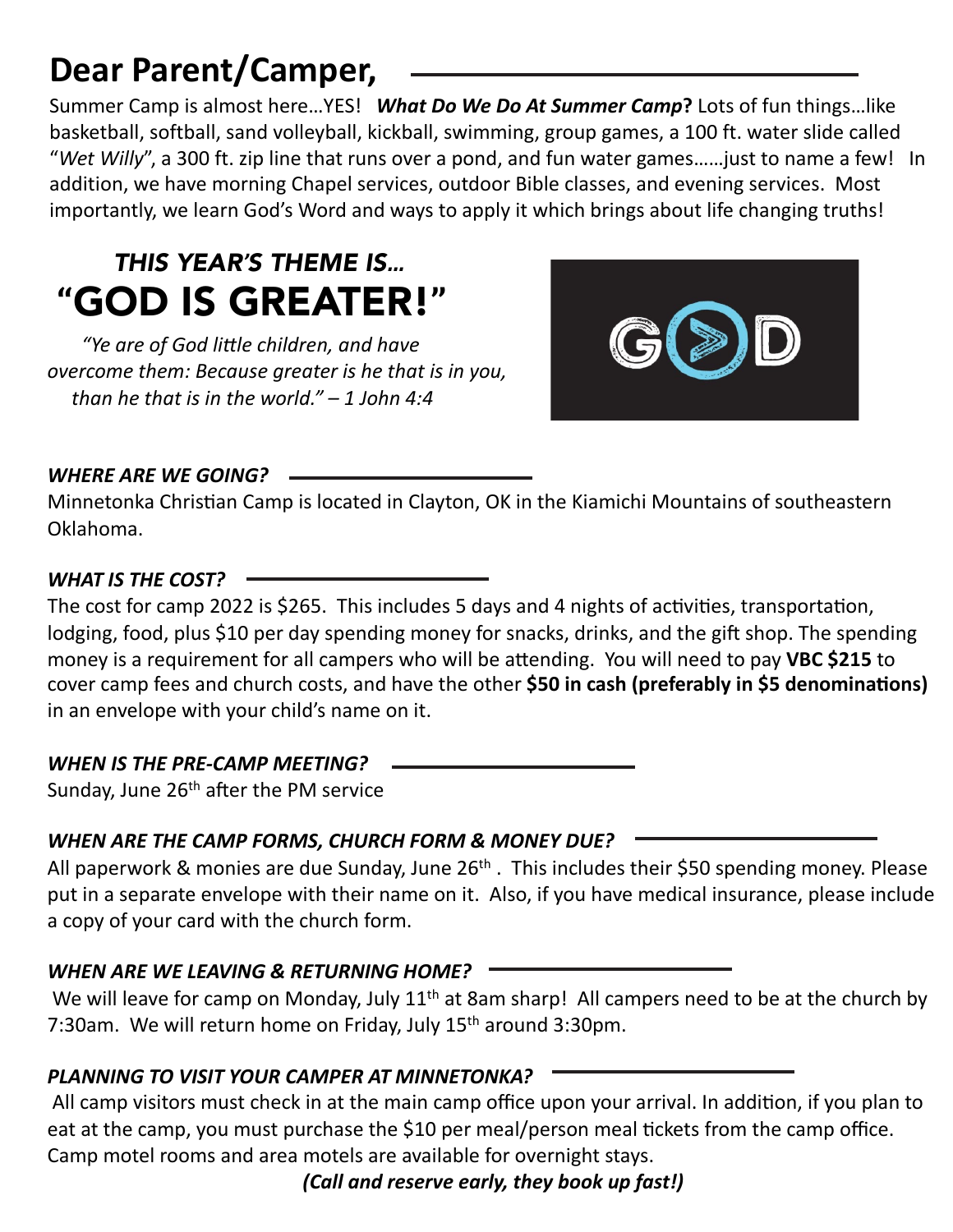# Dear Parent/Camper,

Summer Camp is almost here…YES! ***What Do We Do At Summer Camp*?** Lots of fun things…like basketball, softball, sand volleyball, kickball, swimming, group games, a 100 ft. water slide called "*Wet Willy*", a 300 ft. zip line that runs over a pond, and fun water games……just to name a few! In addition, we have morning Chapel services, outdoor Bible classes, and evening services. Most importantly, we learn God's Word and ways to apply it which brings about life changing truths!

## *THIS YEAR'S THEME IS…*
## "GOD IS GREATER!"

*"Ye are of God little children, and have overcome them: Because greater is he that is in you, than he that is in the world." – 1 John 4:4*

### *WHERE ARE WE GOING?*

Minnetonka Christian Camp is located in Clayton, OK in the Kiamichi Mountains of southeastern Oklahoma.

### *WHAT IS THE COST?*

The cost for camp 2022 is $265. This includes 5 days and 4 nights of activities, transportation, lodging, food, plus $10 per day spending money for snacks, drinks, and the gift shop. The spending money is a requirement for all campers who will be attending. You will need to pay **VBC $215** to cover camp fees and church costs, and have the other **$50 in cash (preferably in $5 denominations)** in an envelope with your child's name on it.

### *WHEN IS THE PRE-CAMP MEETING?*

Sunday, June 26th after the PM service

### *WHEN ARE THE CAMP FORMS, CHURCH FORM & MONEY DUE?*

All paperwork & monies are due Sunday, June 26th . This includes their $50 spending money. Please put in a separate envelope with their name on it. Also, if you have medical insurance, please include a copy of your card with the church form.

### *WHEN ARE WE LEAVING & RETURNING HOME?*

We will leave for camp on Monday, July 11th at 8am sharp! All campers need to be at the church by 7:30am. We will return home on Friday, July 15th around 3:30pm.

### *PLANNING TO VISIT YOUR CAMPER AT MINNETONKA?*

All camp visitors must check in at the main camp office upon your arrival. In addition, if you plan to eat at the camp, you must purchase the $10 per meal/person meal tickets from the camp office. Camp motel rooms and area motels are available for overnight stays.

***(Call and reserve early, they book up fast!)***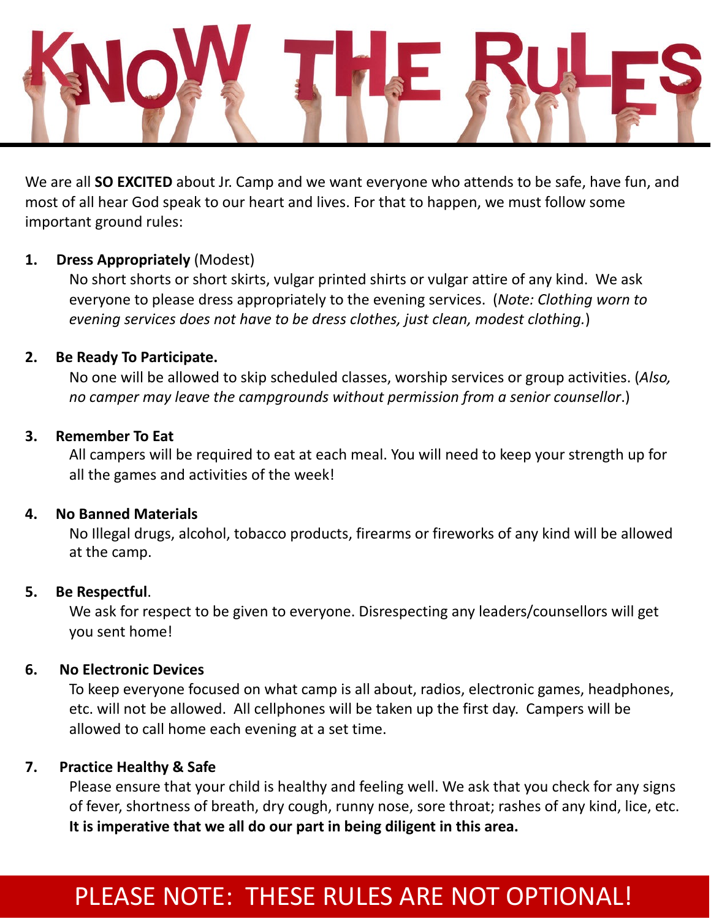# KNOW THE RULES

We are all **SO EXCITED** about Jr. Camp and we want everyone who attends to be safe, have fun, and most of all hear God speak to our heart and lives. For that to happen, we must follow some important ground rules:

1. **Dress Appropriately** (Modest)
   No short shorts or short skirts, vulgar printed shirts or vulgar attire of any kind. We ask everyone to please dress appropriately to the evening services. (*Note: Clothing worn to evening services does not have to be dress clothes, just clean, modest clothing.*)

2. **Be Ready To Participate.**
   No one will be allowed to skip scheduled classes, worship services or group activities. (*Also, no camper may leave the campgrounds without permission from a senior counsellor*.)

3. **Remember To Eat**
   All campers will be required to eat at each meal. You will need to keep your strength up for all the games and activities of the week!

4. **No Banned Materials**
   No Illegal drugs, alcohol, tobacco products, firearms or fireworks of any kind will be allowed at the camp.

5. **Be Respectful**.
   We ask for respect to be given to everyone. Disrespecting any leaders/counsellors will get you sent home!

6. **No Electronic Devices**
   To keep everyone focused on what camp is all about, radios, electronic games, headphones, etc. will not be allowed. All cellphones will be taken up the first day. Campers will be allowed to call home each evening at a set time.

7. **Practice Healthy & Safe**
   Please ensure that your child is healthy and feeling well. We ask that you check for any signs of fever, shortness of breath, dry cough, runny nose, sore throat; rashes of any kind, lice, etc. **It is imperative that we all do our part in being diligent in this area.**

PLEASE NOTE: THESE RULES ARE NOT OPTIONAL!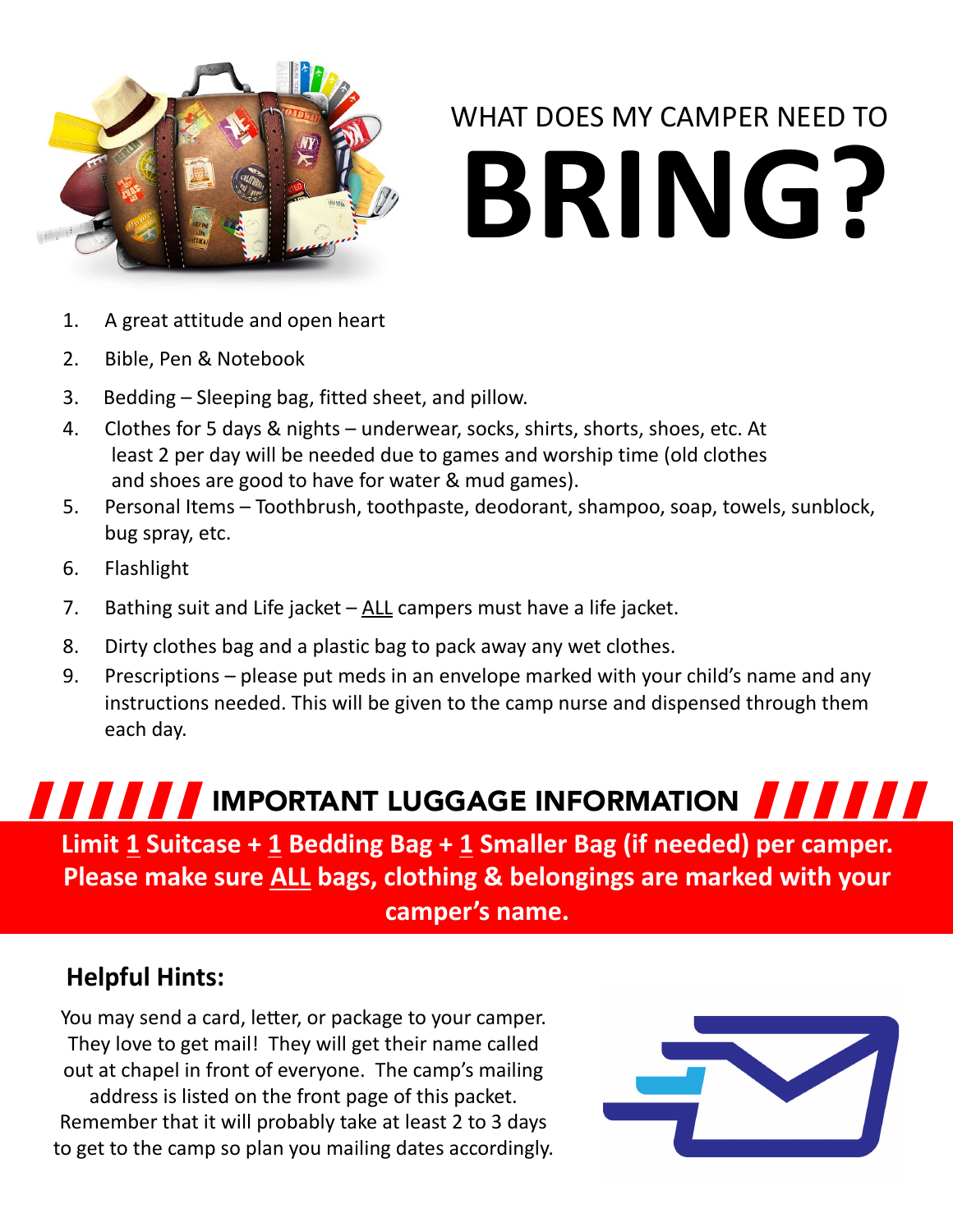# WHAT DOES MY CAMPER NEED TO BRING?

1. A great attitude and open heart
2. Bible, Pen & Notebook
3. Bedding – Sleeping bag, fitted sheet, and pillow.
4. Clothes for 5 days & nights – underwear, socks, shirts, shorts, shoes, etc. At least 2 per day will be needed due to games and worship time (old clothes and shoes are good to have for water & mud games).
5. Personal Items – Toothbrush, toothpaste, deodorant, shampoo, soap, towels, sunblock, bug spray, etc.
6. Flashlight
7. Bathing suit and Life jacket – ALL campers must have a life jacket.
8. Dirty clothes bag and a plastic bag to pack away any wet clothes.
9. Prescriptions – please put meds in an envelope marked with your child's name and any instructions needed. This will be given to the camp nurse and dispensed through them each day.

## IMPORTANT LUGGAGE INFORMATION

**Limit 1 Suitcase + 1 Bedding Bag + 1 Smaller Bag (if needed) per camper. Please make sure ALL bags, clothing & belongings are marked with your camper's name.**

### Helpful Hints:

You may send a card, letter, or package to your camper. They love to get mail! They will get their name called out at chapel in front of everyone. The camp's mailing address is listed on the front page of this packet. Remember that it will probably take at least 2 to 3 days to get to the camp so plan you mailing dates accordingly.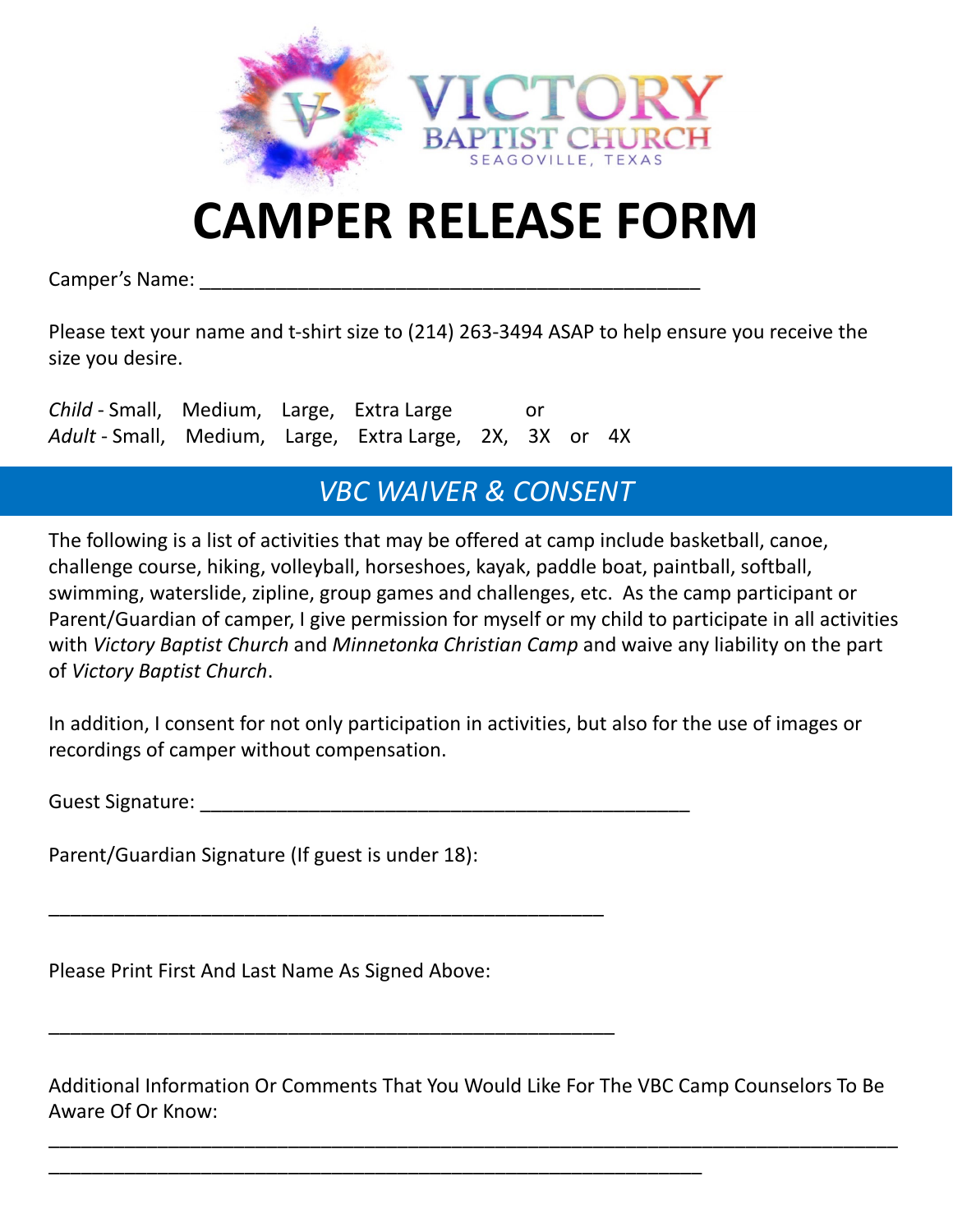VICTORY BAPTIST CHURCH
SEAGOVILLE, TEXAS

# CAMPER RELEASE FORM

Camper's Name: ____________________________________________

Please text your name and t-shirt size to (214) 263-3494 ASAP to help ensure you receive the size you desire.

*Child* - Small, Medium, Large, Extra Large or
*Adult* - Small, Medium, Large, Extra Large, 2X, 3X or 4X

## *VBC WAIVER & CONSENT*

The following is a list of activities that may be offered at camp include basketball, canoe, challenge course, hiking, volleyball, horseshoes, kayak, paddle boat, paintball, softball, swimming, waterslide, zipline, group games and challenges, etc. As the camp participant or Parent/Guardian of camper, I give permission for myself or my child to participate in all activities with *Victory Baptist Church* and *Minnetonka Christian Camp* and waive any liability on the part of *Victory Baptist Church*.

In addition, I consent for not only participation in activities, but also for the use of images or recordings of camper without compensation.

Guest Signature: ____________________________________________

Parent/Guardian Signature (If guest is under 18):

________________________________________________

Please Print First And Last Name As Signed Above:

________________________________________________

Additional Information Or Comments That You Would Like For The VBC Camp Counselors To Be Aware Of Or Know:

__________________________________________________________________________

________________________________________________________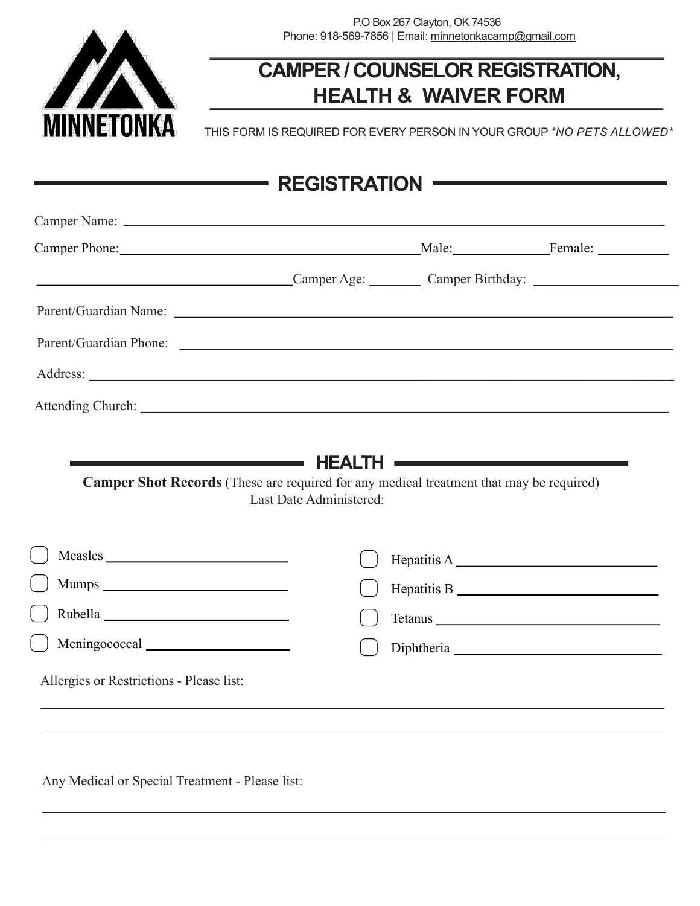P.O Box 267 Clayton, OK 74536
Phone: 918-569-7856 | Email: minnetonkacamp@gmail.com

MINNETONKA

# CAMPER / COUNSELOR REGISTRATION, HEALTH & WAIVER FORM

THIS FORM IS REQUIRED FOR EVERY PERSON IN YOUR GROUP *NO PETS ALLOWED*

## REGISTRATION

Camper Name: ______________________________________________

Camper Phone: ______________________ Male: __________ Female: __________

______________________ Camper Age: ________ Camper Birthday: ____________

Parent/Guardian Name: ______________________________________________

Parent/Guardian Phone: ______________________________________________

Address: ______________________________________________

Attending Church: ______________________________________________

## HEALTH

**Camper Shot Records** (These are required for any medical treatment that may be required)
Last Date Administered:

- ☐ Measles ____________________
- ☐ Mumps ____________________
- ☐ Rubella ____________________
- ☐ Meningococcal ____________________
- ☐ Hepatitis A ____________________
- ☐ Hepatitis B ____________________
- ☐ Tetanus ____________________
- ☐ Diphtheria ____________________

Allergies or Restrictions - Please list:

______________________________________________

______________________________________________

Any Medical or Special Treatment - Please list:

______________________________________________

______________________________________________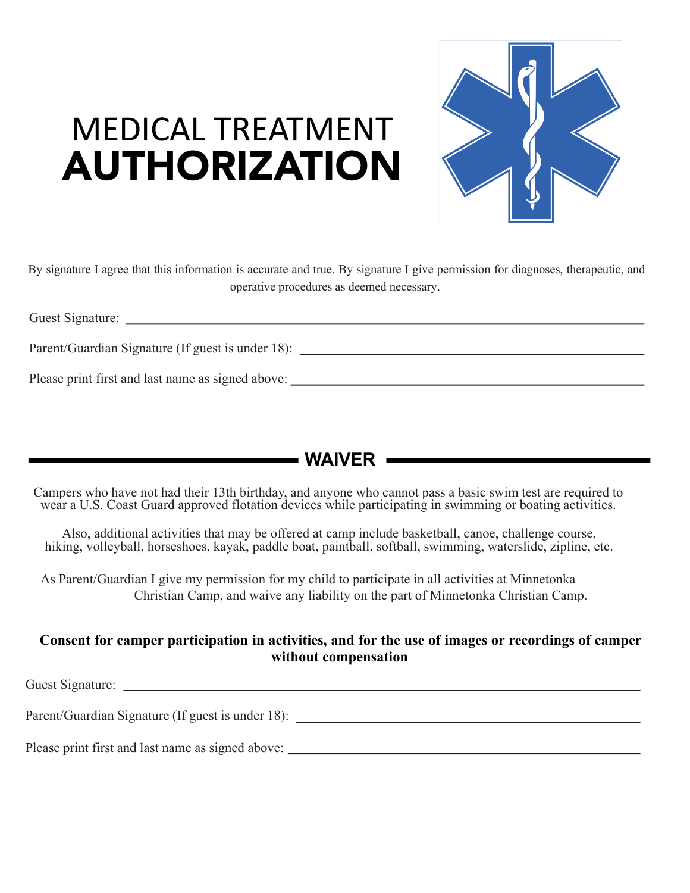# MEDICAL TREATMENT **AUTHORIZATION**

By signature I agree that this information is accurate and true. By signature I give permission for diagnoses, therapeutic, and operative procedures as deemed necessary.

Guest Signature: ______________________________

Parent/Guardian Signature (If guest is under 18): ______________________________

Please print first and last name as signed above: ______________________________

## WAIVER

Campers who have not had their 13th birthday, and anyone who cannot pass a basic swim test are required to wear a U.S. Coast Guard approved flotation devices while participating in swimming or boating activities.

Also, additional activities that may be offered at camp include basketball, canoe, challenge course, hiking, volleyball, horseshoes, kayak, paddle boat, paintball, softball, swimming, waterslide, zipline, etc.

As Parent/Guardian I give my permission for my child to participate in all activities at Minnetonka Christian Camp, and waive any liability on the part of Minnetonka Christian Camp.

**Consent for camper participation in activities, and for the use of images or recordings of camper without compensation**

Guest Signature: ______________________________

Parent/Guardian Signature (If guest is under 18): ______________________________

Please print first and last name as signed above: ______________________________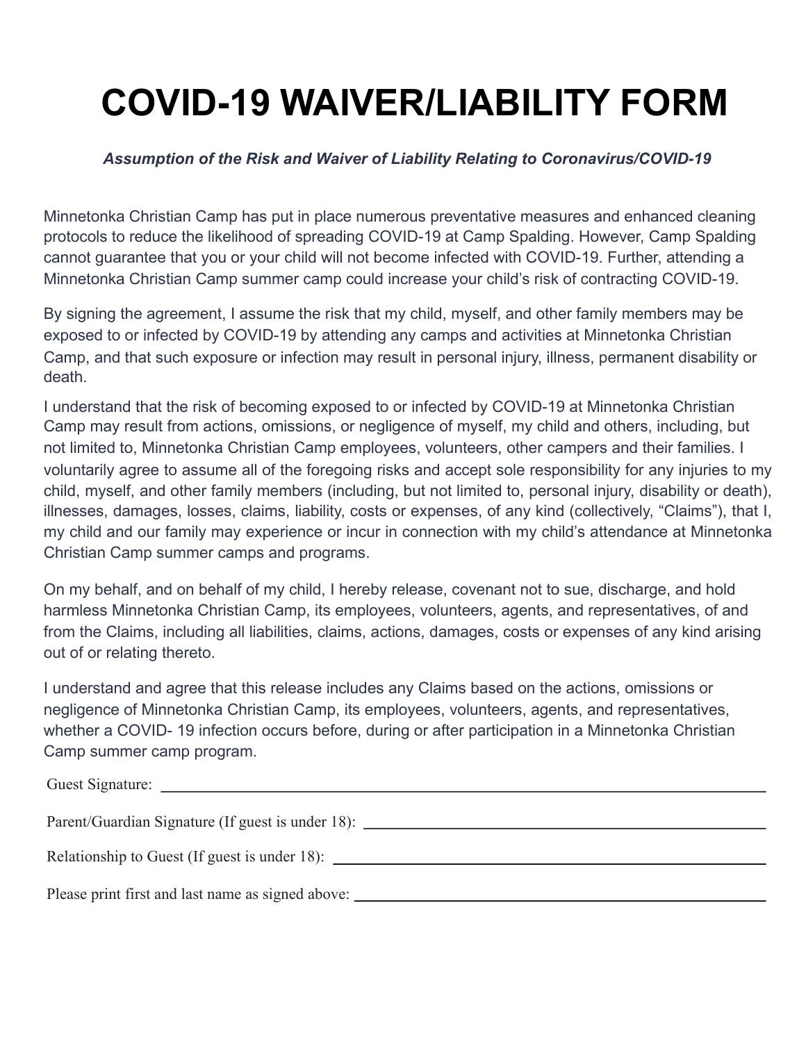# COVID-19 WAIVER/LIABILITY FORM

***Assumption of the Risk and Waiver of Liability Relating to Coronavirus/COVID-19***

Minnetonka Christian Camp has put in place numerous preventative measures and enhanced cleaning protocols to reduce the likelihood of spreading COVID-19 at Camp Spalding. However, Camp Spalding cannot guarantee that you or your child will not become infected with COVID-19. Further, attending a Minnetonka Christian Camp summer camp could increase your child's risk of contracting COVID-19.

By signing the agreement, I assume the risk that my child, myself, and other family members may be exposed to or infected by COVID-19 by attending any camps and activities at Minnetonka Christian Camp, and that such exposure or infection may result in personal injury, illness, permanent disability or death.

I understand that the risk of becoming exposed to or infected by COVID-19 at Minnetonka Christian Camp may result from actions, omissions, or negligence of myself, my child and others, including, but not limited to, Minnetonka Christian Camp employees, volunteers, other campers and their families. I voluntarily agree to assume all of the foregoing risks and accept sole responsibility for any injuries to my child, myself, and other family members (including, but not limited to, personal injury, disability or death), illnesses, damages, losses, claims, liability, costs or expenses, of any kind (collectively, "Claims"), that I, my child and our family may experience or incur in connection with my child's attendance at Minnetonka Christian Camp summer camps and programs.

On my behalf, and on behalf of my child, I hereby release, covenant not to sue, discharge, and hold harmless Minnetonka Christian Camp, its employees, volunteers, agents, and representatives, of and from the Claims, including all liabilities, claims, actions, damages, costs or expenses of any kind arising out of or relating thereto.

I understand and agree that this release includes any Claims based on the actions, omissions or negligence of Minnetonka Christian Camp, its employees, volunteers, agents, and representatives, whether a COVID- 19 infection occurs before, during or after participation in a Minnetonka Christian Camp summer camp program.

Guest Signature: ______________________________

Parent/Guardian Signature (If guest is under 18): ______________________________

Relationship to Guest (If guest is under 18): ______________________________

Please print first and last name as signed above: ______________________________